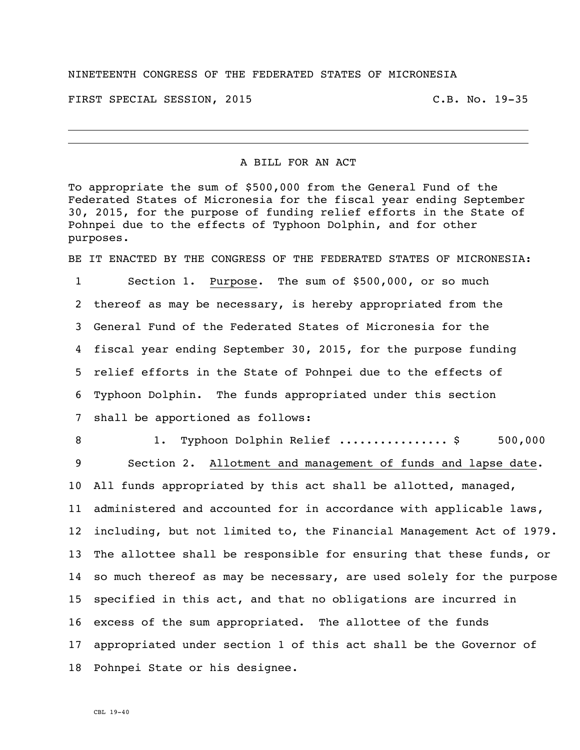NINETEENTH CONGRESS OF THE FEDERATED STATES OF MICRONESIA

FIRST SPECIAL SESSION, 2015 C.B. No. 19-35

---

## A BILL FOR AN ACT

To appropriate the sum of $500,000 from the General Fund of the Federated States of Micronesia for the fiscal year ending September 30, 2015, for the purpose of funding relief efforts in the State of Pohnpei due to the effects of Typhoon Dolphin, and for other purposes.

BE IT ENACTED BY THE CONGRESS OF THE FEDERATED STATES OF MICRONESIA:

1 Section 1. Purpose. The sum of $500,000, or so much
2 thereof as may be necessary, is hereby appropriated from the
3 General Fund of the Federated States of Micronesia for the
4 fiscal year ending September 30, 2015, for the purpose funding
5 relief efforts in the State of Pohnpei due to the effects of
6 Typhoon Dolphin. The funds appropriated under this section
7 shall be apportioned as follows:

8 1. Typhoon Dolphin Relief ............... $ 500,000

9 Section 2. Allotment and management of funds and lapse date.
10 All funds appropriated by this act shall be allotted, managed,
11 administered and accounted for in accordance with applicable laws,
12 including, but not limited to, the Financial Management Act of 1979.
13 The allottee shall be responsible for ensuring that these funds, or
14 so much thereof as may be necessary, are used solely for the purpose
15 specified in this act, and that no obligations are incurred in
16 excess of the sum appropriated. The allottee of the funds
17 appropriated under section 1 of this act shall be the Governor of
18 Pohnpei State or his designee.

CBL 19-40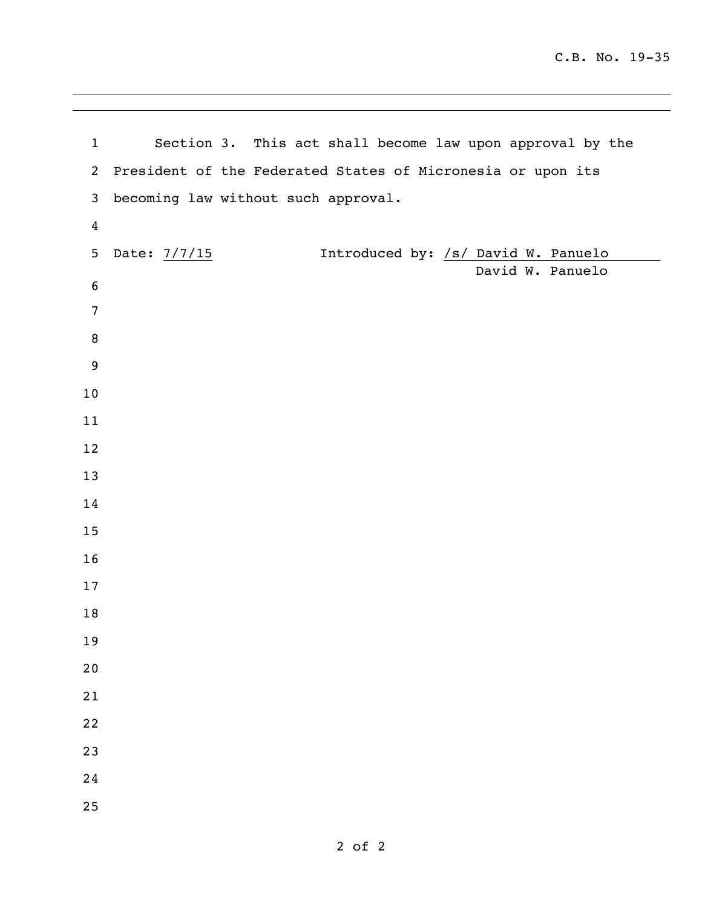Section 3. This act shall become law upon approval by the President of the Federated States of Micronesia or upon its becoming law without such approval.

Date: 7/7/15 Introduced by: /s/ David W. Panuelo

David W. Panuelo